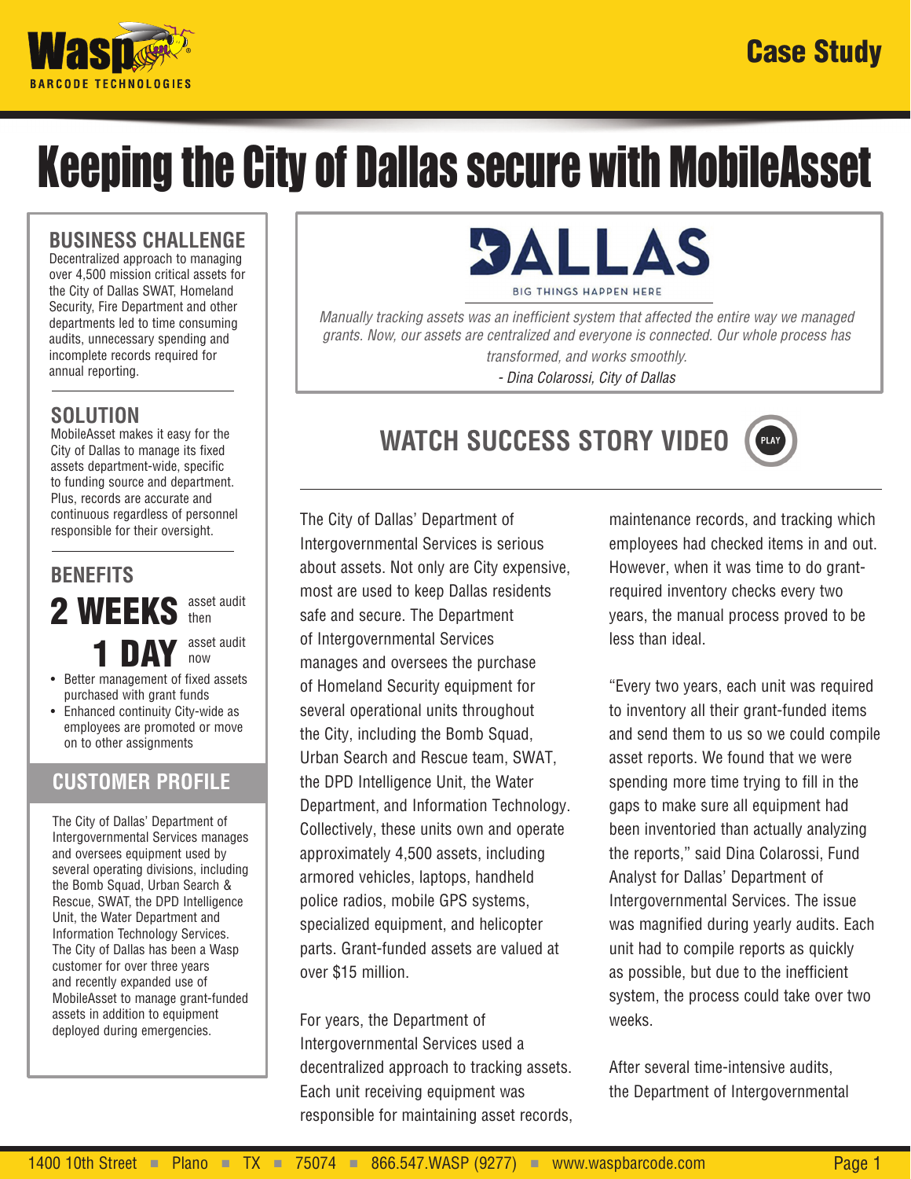Case Study

# Keeping the City of Dallas secure with MobileAsset

## BUSINESS CHALLENGE

Decentralized approach to managing over 4,500 mission critical assets for the City of Dallas SWAT, Homeland Security, Fire Department and other departments led to time consuming audits, unnecessary spending and incomplete records required for annual reporting.

## SOLUTION

MobileAsset makes it easy for the City of Dallas to manage its fixed assets department-wide, specific to funding source and department. Plus, records are accurate and continuous regardless of personnel responsible for their oversight.

## BENEFITS

**2 WEEKS** asset audit then

**1 DAY** asset audit now

- Better management of fixed assets purchased with grant funds
- Enhanced continuity City-wide as employees are promoted or move on to other assignments

## CUSTOMER PROFILE

The City of Dallas' Department of Intergovernmental Services manages and oversees equipment used by several operating divisions, including the Bomb Squad, Urban Search & Rescue, SWAT, the DPD Intelligence Unit, the Water Department and Information Technology Services. The City of Dallas has been a Wasp customer for over three years and recently expanded use of MobileAsset to manage grant-funded assets in addition to equipment deployed during emergencies.

DALLAS
BIG THINGS HAPPEN HERE

*Manually tracking assets was an inefficient system that affected the entire way we managed grants. Now, our assets are centralized and everyone is connected. Our whole process has transformed, and works smoothly.*
*- Dina Colarossi, City of Dallas*

## WATCH SUCCESS STORY VIDEO

The City of Dallas' Department of Intergovernmental Services is serious about assets. Not only are City expensive, most are used to keep Dallas residents safe and secure. The Department of Intergovernmental Services manages and oversees the purchase of Homeland Security equipment for several operational units throughout the City, including the Bomb Squad, Urban Search and Rescue team, SWAT, the DPD Intelligence Unit, the Water Department, and Information Technology. Collectively, these units own and operate approximately 4,500 assets, including armored vehicles, laptops, handheld police radios, mobile GPS systems, specialized equipment, and helicopter parts. Grant-funded assets are valued at over $15 million.

For years, the Department of Intergovernmental Services used a decentralized approach to tracking assets. Each unit receiving equipment was responsible for maintaining asset records, maintenance records, and tracking which employees had checked items in and out. However, when it was time to do grant-required inventory checks every two years, the manual process proved to be less than ideal.

"Every two years, each unit was required to inventory all their grant-funded items and send them to us so we could compile asset reports. We found that we were spending more time trying to fill in the gaps to make sure all equipment had been inventoried than actually analyzing the reports," said Dina Colarossi, Fund Analyst for Dallas' Department of Intergovernmental Services. The issue was magnified during yearly audits. Each unit had to compile reports as quickly as possible, but due to the inefficient system, the process could take over two weeks.

After several time-intensive audits, the Department of Intergovernmental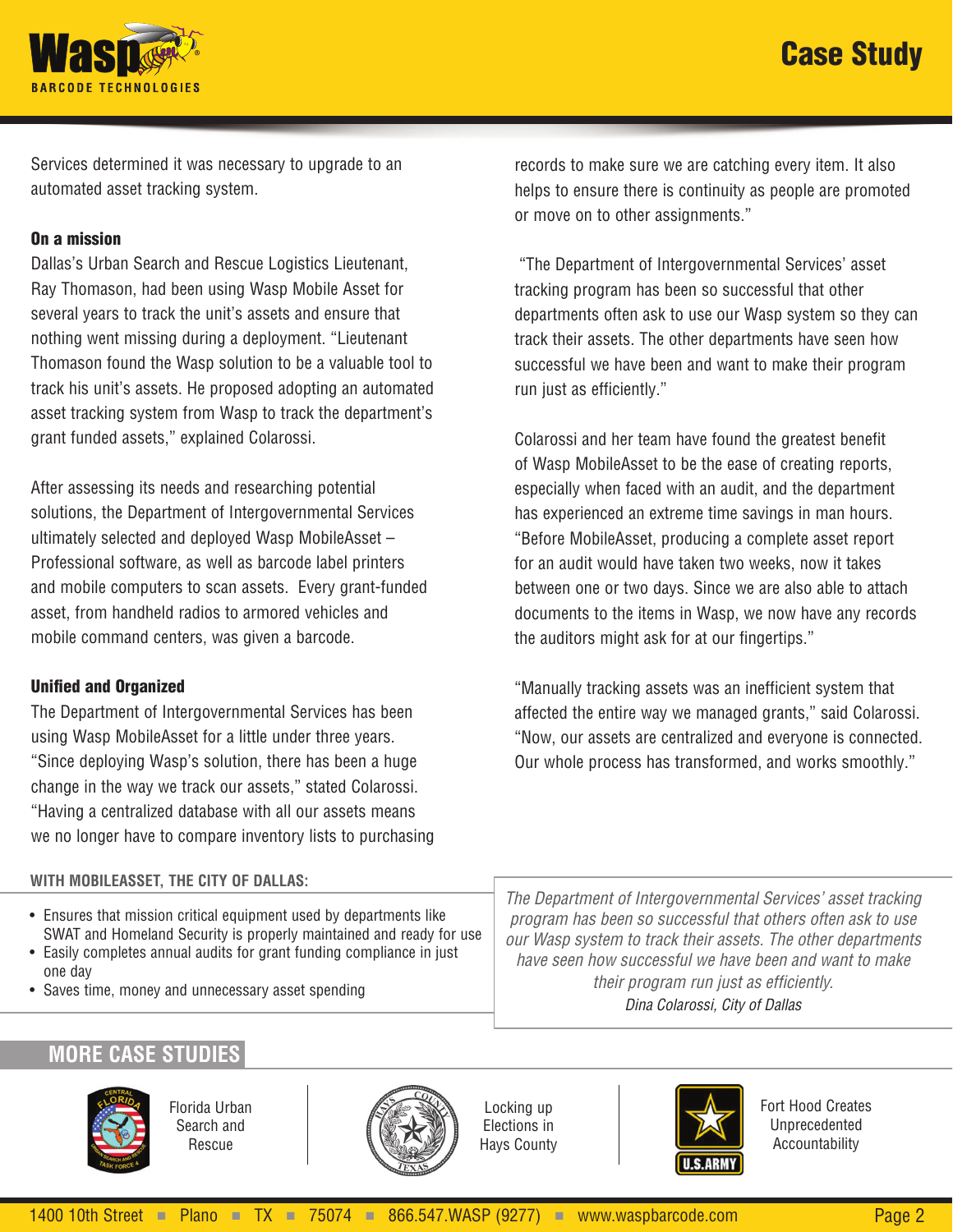Services determined it was necessary to upgrade to an automated asset tracking system.

### On a mission

Dallas's Urban Search and Rescue Logistics Lieutenant, Ray Thomason, had been using Wasp Mobile Asset for several years to track the unit's assets and ensure that nothing went missing during a deployment. "Lieutenant Thomason found the Wasp solution to be a valuable tool to track his unit's assets. He proposed adopting an automated asset tracking system from Wasp to track the department's grant funded assets," explained Colarossi.

After assessing its needs and researching potential solutions, the Department of Intergovernmental Services ultimately selected and deployed Wasp MobileAsset – Professional software, as well as barcode label printers and mobile computers to scan assets. Every grant-funded asset, from handheld radios to armored vehicles and mobile command centers, was given a barcode.

### Unified and Organized

The Department of Intergovernmental Services has been using Wasp MobileAsset for a little under three years. "Since deploying Wasp's solution, there has been a huge change in the way we track our assets," stated Colarossi. "Having a centralized database with all our assets means we no longer have to compare inventory lists to purchasing records to make sure we are catching every item. It also helps to ensure there is continuity as people are promoted or move on to other assignments."

"The Department of Intergovernmental Services' asset tracking program has been so successful that other departments often ask to use our Wasp system so they can track their assets. The other departments have seen how successful we have been and want to make their program run just as efficiently."

Colarossi and her team have found the greatest benefit of Wasp MobileAsset to be the ease of creating reports, especially when faced with an audit, and the department has experienced an extreme time savings in man hours. "Before MobileAsset, producing a complete asset report for an audit would have taken two weeks, now it takes between one or two days. Since we are also able to attach documents to the items in Wasp, we now have any records the auditors might ask for at our fingertips."

"Manually tracking assets was an inefficient system that affected the entire way we managed grants," said Colarossi. "Now, our assets are centralized and everyone is connected. Our whole process has transformed, and works smoothly."

**WITH MOBILEASSET, THE CITY OF DALLAS:**

- Ensures that mission critical equipment used by departments like SWAT and Homeland Security is properly maintained and ready for use
- Easily completes annual audits for grant funding compliance in just one day
- Saves time, money and unnecessary asset spending

*The Department of Intergovernmental Services' asset tracking program has been so successful that others often ask to use our Wasp system to track their assets. The other departments have seen how successful we have been and want to make their program run just as efficiently.*

*Dina Colarossi, City of Dallas*

## MORE CASE STUDIES

Florida Urban Search and Rescue

Locking up Elections in Hays County

Fort Hood Creates Unprecedented Accountability

1400 10th Street ▪ Plano ▪ TX ▪ 75074 ▪ 866.547.WASP (9277) ▪ www.waspbarcode.com